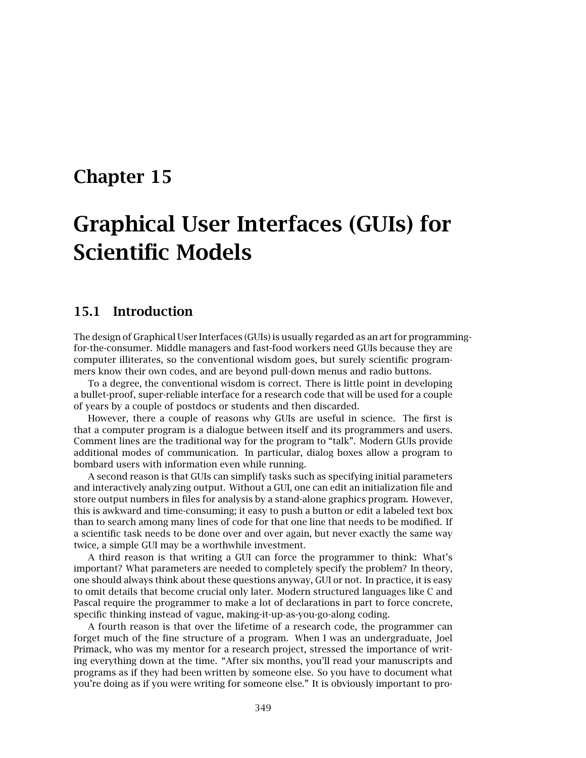# Chapter 15

# Graphical User Interfaces (GUIs) for Scientific Models

## 15.1 Introduction

The design of Graphical User Interfaces (GUIs) is usually regarded as an art for programming-for-the-consumer. Middle managers and fast-food workers need GUIs because they are computer illiterates, so the conventional wisdom goes, but surely scientific programmers know their own codes, and are beyond pull-down menus and radio buttons.

To a degree, the conventional wisdom is correct. There is little point in developing a bullet-proof, super-reliable interface for a research code that will be used for a couple of years by a couple of postdocs or students and then discarded.

However, there a couple of reasons why GUIs are useful in science. The first is that a computer program is a dialogue between itself and its programmers and users. Comment lines are the traditional way for the program to "talk". Modern GUIs provide additional modes of communication. In particular, dialog boxes allow a program to bombard users with information even while running.

A second reason is that GUIs can simplify tasks such as specifying initial parameters and interactively analyzing output. Without a GUI, one can edit an initialization file and store output numbers in files for analysis by a stand-alone graphics program. However, this is awkward and time-consuming; it easy to push a button or edit a labeled text box than to search among many lines of code for that one line that needs to be modified. If a scientific task needs to be done over and over again, but never exactly the same way twice, a simple GUI may be a worthwhile investment.

A third reason is that writing a GUI can force the programmer to think: What's important? What parameters are needed to completely specify the problem? In theory, one should always think about these questions anyway, GUI or not. In practice, it is easy to omit details that become crucial only later. Modern structured languages like C and Pascal require the programmer to make a lot of declarations in part to force concrete, specific thinking instead of vague, making-it-up-as-you-go-along coding.

A fourth reason is that over the lifetime of a research code, the programmer can forget much of the fine structure of a program. When I was an undergraduate, Joel Primack, who was my mentor for a research project, stressed the importance of writing everything down at the time. "After six months, you'll read your manuscripts and programs as if they had been written by someone else. So you have to document what you're doing as if you were writing for someone else." It is obviously important to pro-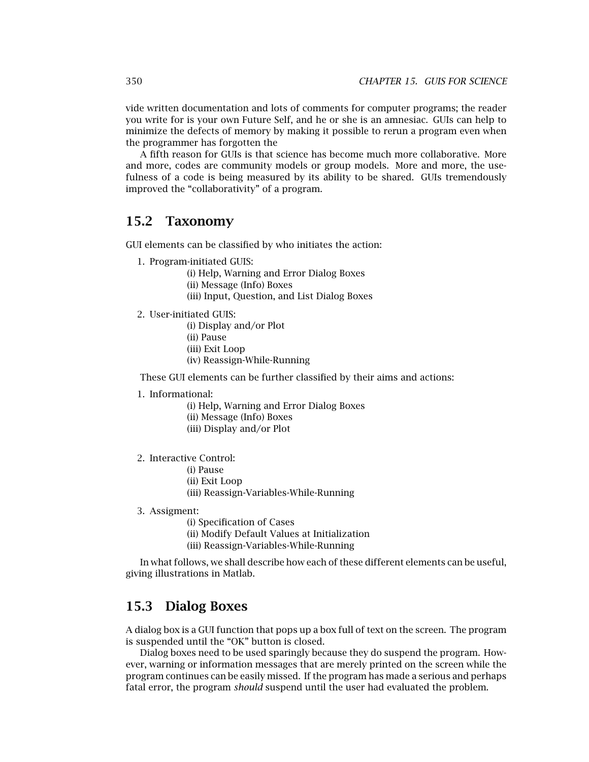vide written documentation and lots of comments for computer programs; the reader you write for is your own Future Self, and he or she is an amnesiac. GUIs can help to minimize the defects of memory by making it possible to rerun a program even when the programmer has forgotten the

A fifth reason for GUIs is that science has become much more collaborative. More and more, codes are community models or group models. More and more, the usefulness of a code is being measured by its ability to be shared. GUIs tremendously improved the "collaborativity" of a program.

## 15.2 Taxonomy

GUI elements can be classified by who initiates the action:

1. Program-initiated GUIS:
   - (i) Help, Warning and Error Dialog Boxes
   - (ii) Message (Info) Boxes
   - (iii) Input, Question, and List Dialog Boxes
2. User-initiated GUIS:
   - (i) Display and/or Plot
   - (ii) Pause
   - (iii) Exit Loop
   - (iv) Reassign-While-Running

These GUI elements can be further classified by their aims and actions:

1. Informational:
   - (i) Help, Warning and Error Dialog Boxes
   - (ii) Message (Info) Boxes
   - (iii) Display and/or Plot
2. Interactive Control:
   - (i) Pause
   - (ii) Exit Loop
   - (iii) Reassign-Variables-While-Running
3. Assigment:
   - (i) Specification of Cases
   - (ii) Modify Default Values at Initialization
   - (iii) Reassign-Variables-While-Running

In what follows, we shall describe how each of these different elements can be useful, giving illustrations in Matlab.

## 15.3 Dialog Boxes

A dialog box is a GUI function that pops up a box full of text on the screen. The program is suspended until the "OK" button is closed.

Dialog boxes need to be used sparingly because they do suspend the program. However, warning or information messages that are merely printed on the screen while the program continues can be easily missed. If the program has made a serious and perhaps fatal error, the program *should* suspend until the user had evaluated the problem.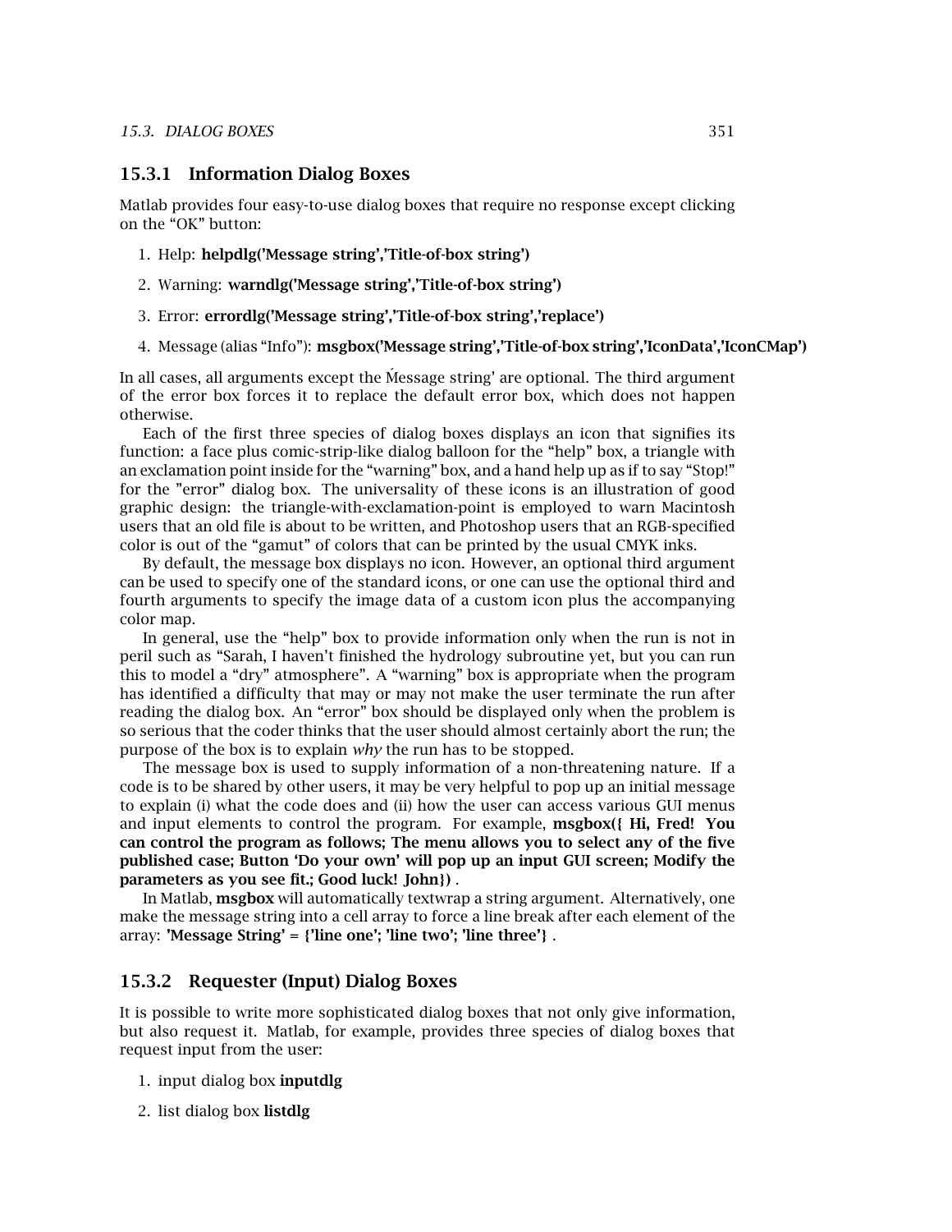### 15.3.1 Information Dialog Boxes

Matlab provides four easy-to-use dialog boxes that require no response except clicking on the "OK" button:

1. Help: **helpdlg('Message string','Title-of-box string')**
2. Warning: **warndlg('Message string','Title-of-box string')**
3. Error: **errordlg('Message string','Title-of-box string','replace')**
4. Message (alias "Info"): **msgbox('Message string','Title-of-box string','IconData','IconCMap')**

In all cases, all arguments except the Ḿessage string' are optional. The third argument of the error box forces it to replace the default error box, which does not happen otherwise.

Each of the first three species of dialog boxes displays an icon that signifies its function: a face plus comic-strip-like dialog balloon for the "help" box, a triangle with an exclamation point inside for the "warning" box, and a hand help up as if to say "Stop!" for the "error" dialog box. The universality of these icons is an illustration of good graphic design: the triangle-with-exclamation-point is employed to warn Macintosh users that an old file is about to be written, and Photoshop users that an RGB-specified color is out of the "gamut" of colors that can be printed by the usual CMYK inks.

By default, the message box displays no icon. However, an optional third argument can be used to specify one of the standard icons, or one can use the optional third and fourth arguments to specify the image data of a custom icon plus the accompanying color map.

In general, use the "help" box to provide information only when the run is not in peril such as "Sarah, I haven't finished the hydrology subroutine yet, but you can run this to model a "dry" atmosphere". A "warning" box is appropriate when the program has identified a difficulty that may or may not make the user terminate the run after reading the dialog box. An "error" box should be displayed only when the problem is so serious that the coder thinks that the user should almost certainly abort the run; the purpose of the box is to explain *why* the run has to be stopped.

The message box is used to supply information of a non-threatening nature. If a code is to be shared by other users, it may be very helpful to pop up an initial message to explain (i) what the code does and (ii) how the user can access various GUI menus and input elements to control the program. For example, **msgbox({ Hi, Fred! You can control the program as follows; The menu allows you to select any of the five published case; Button 'Do your own' will pop up an input GUI screen; Modify the parameters as you see fit.; Good luck! John})** .

In Matlab, **msgbox** will automatically textwrap a string argument. Alternatively, one make the message string into a cell array to force a line break after each element of the array: **'Message String' = {'line one'; 'line two'; 'line three'}** .

### 15.3.2 Requester (Input) Dialog Boxes

It is possible to write more sophisticated dialog boxes that not only give information, but also request it. Matlab, for example, provides three species of dialog boxes that request input from the user:

1. input dialog box **inputdlg**
2. list dialog box **listdlg**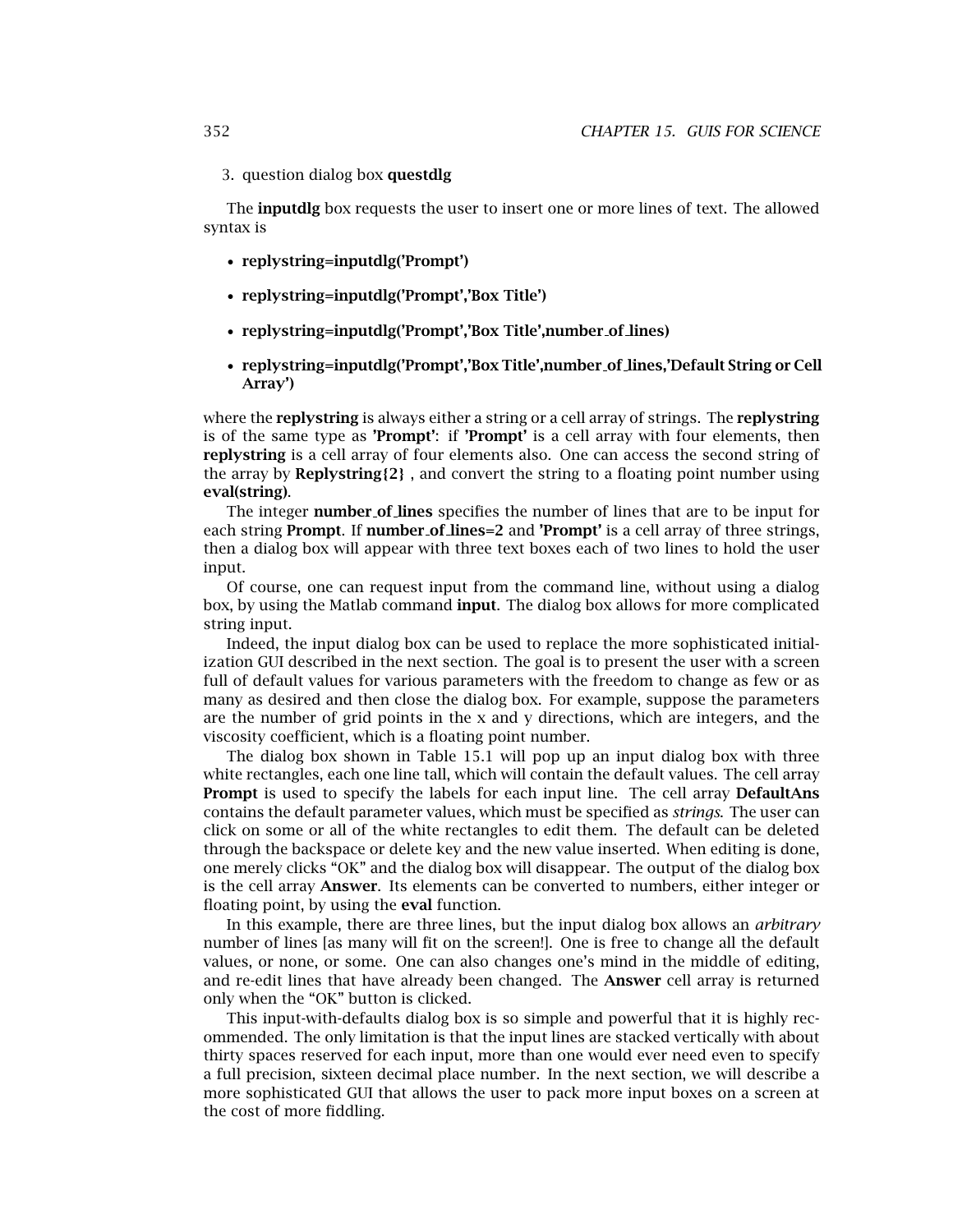3. question dialog box **questdlg**

The **inputdlg** box requests the user to insert one or more lines of text. The allowed syntax is

- **replystring=inputdlg('Prompt')**
- **replystring=inputdlg('Prompt','Box Title')**
- **replystring=inputdlg('Prompt','Box Title',number_of_lines)**
- **replystring=inputdlg('Prompt','Box Title',number_of_lines,'Default String or Cell Array')**

where the **replystring** is always either a string or a cell array of strings. The **replystring** is of the same type as **'Prompt'**: if **'Prompt'** is a cell array with four elements, then **replystring** is a cell array of four elements also. One can access the second string of the array by **Replystring{2}** , and convert the string to a floating point number using **eval(string)**.

The integer **number_of_lines** specifies the number of lines that are to be input for each string **Prompt**. If **number_of_lines=2** and **'Prompt'** is a cell array of three strings, then a dialog box will appear with three text boxes each of two lines to hold the user input.

Of course, one can request input from the command line, without using a dialog box, by using the Matlab command **input**. The dialog box allows for more complicated string input.

Indeed, the input dialog box can be used to replace the more sophisticated initialization GUI described in the next section. The goal is to present the user with a screen full of default values for various parameters with the freedom to change as few or as many as desired and then close the dialog box. For example, suppose the parameters are the number of grid points in the x and y directions, which are integers, and the viscosity coefficient, which is a floating point number.

The dialog box shown in Table 15.1 will pop up an input dialog box with three white rectangles, each one line tall, which will contain the default values. The cell array **Prompt** is used to specify the labels for each input line. The cell array **DefaultAns** contains the default parameter values, which must be specified as *strings*. The user can click on some or all of the white rectangles to edit them. The default can be deleted through the backspace or delete key and the new value inserted. When editing is done, one merely clicks "OK" and the dialog box will disappear. The output of the dialog box is the cell array **Answer**. Its elements can be converted to numbers, either integer or floating point, by using the **eval** function.

In this example, there are three lines, but the input dialog box allows an *arbitrary* number of lines [as many will fit on the screen!]. One is free to change all the default values, or none, or some. One can also changes one's mind in the middle of editing, and re-edit lines that have already been changed. The **Answer** cell array is returned only when the "OK" button is clicked.

This input-with-defaults dialog box is so simple and powerful that it is highly recommended. The only limitation is that the input lines are stacked vertically with about thirty spaces reserved for each input, more than one would ever need even to specify a full precision, sixteen decimal place number. In the next section, we will describe a more sophisticated GUI that allows the user to pack more input boxes on a screen at the cost of more fiddling.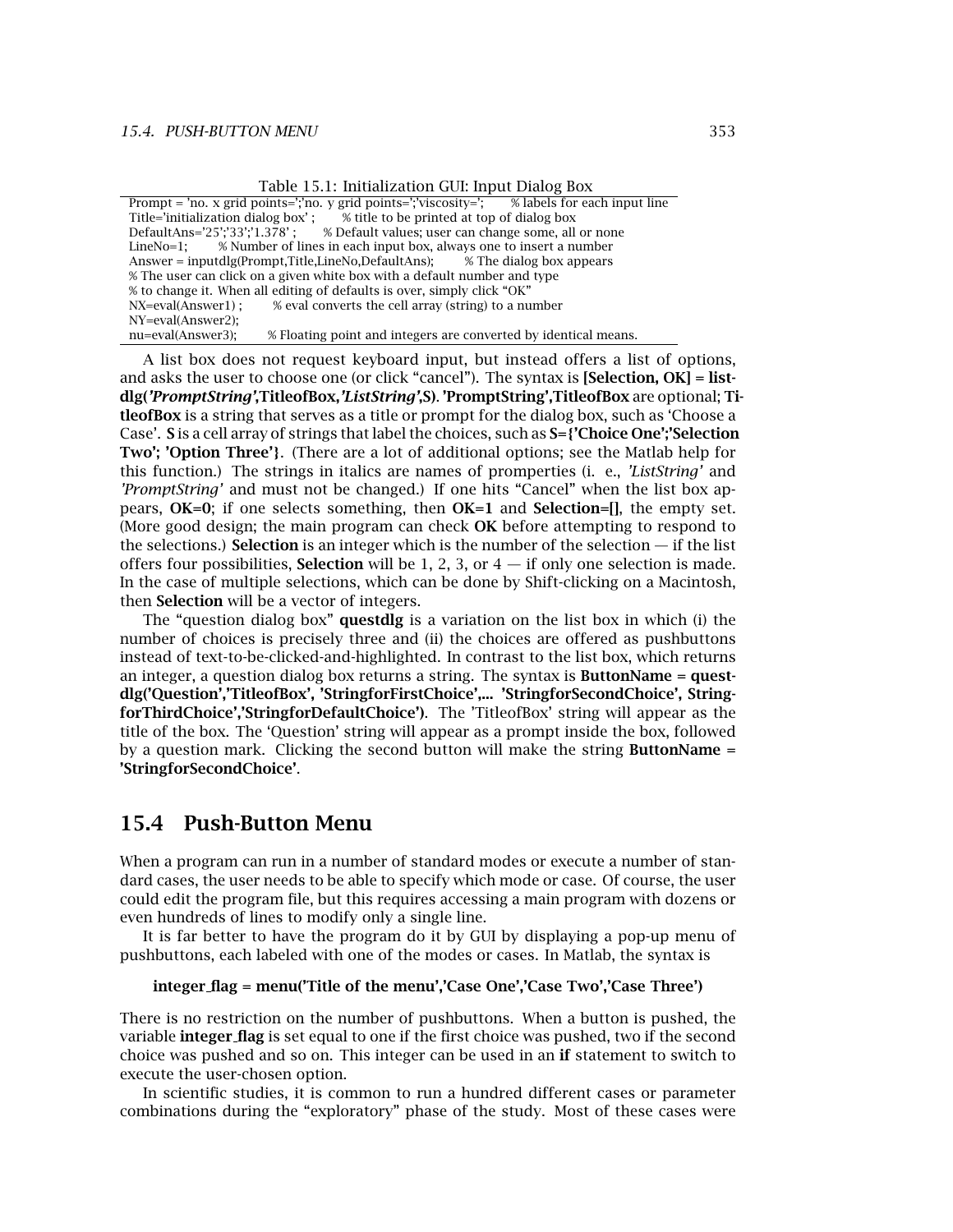Table 15.1: Initialization GUI: Input Dialog Box

```
Prompt = 'no. x grid points=';'no. y grid points=';'viscosity=';     % labels for each input line
Title='initialization dialog box' ;     % title to be printed at top of dialog box
DefaultAns='25';'33';'1.378' ;     % Default values; user can change some, all or none
LineNo=1;     % Number of lines in each input box, always one to insert a number
Answer = inputdlg(Prompt,Title,LineNo,DefaultAns);     % The dialog box appears
% The user can click on a given white box with a default number and type
% to change it. When all editing of defaults is over, simply click "OK"
NX=eval(Answer1) ;     % eval converts the cell array (string) to a number
NY=eval(Answer2);
nu=eval(Answer3);     % Floating point and integers are converted by identical means.
```

A list box does not request keyboard input, but instead offers a list of options, and asks the user to choose one (or click "cancel"). The syntax is **[Selection, OK] = listdlg(*'PromptString'*,TitleofBox,*'ListString'*,S)**. **'PromptString',TitleofBox** are optional; **TitleofBox** is a string that serves as a title or prompt for the dialog box, such as 'Choose a Case'. **S** is a cell array of strings that label the choices, such as **S={'Choice One';'Selection Two'; 'Option Three'}**. (There are a lot of additional options; see the Matlab help for this function.) The strings in italics are names of promperties (i. e., *'ListString'* and *'PromptString'* and must not be changed.) If one hits "Cancel" when the list box appears, **OK=0**; if one selects something, then **OK=1** and **Selection=[]**, the empty set. (More good design; the main program can check **OK** before attempting to respond to the selections.) **Selection** is an integer which is the number of the selection — if the list offers four possibilities, **Selection** will be 1, 2, 3, or 4 — if only one selection is made. In the case of multiple selections, which can be done by Shift-clicking on a Macintosh, then **Selection** will be a vector of integers.

The "question dialog box" **questdlg** is a variation on the list box in which (i) the number of choices is precisely three and (ii) the choices are offered as pushbuttons instead of text-to-be-clicked-and-highlighted. In contrast to the list box, which returns an integer, a question dialog box returns a string. The syntax is **ButtonName = questdlg('Question','TitleofBox', 'StringforFirstChoice',... 'StringforSecondChoice', StringforThirdChoice','StringforDefaultChoice')**. The 'TitleofBox' string will appear as the title of the box. The 'Question' string will appear as a prompt inside the box, followed by a question mark. Clicking the second button will make the string **ButtonName = 'StringforSecondChoice'**.

## 15.4 Push-Button Menu

When a program can run in a number of standard modes or execute a number of standard cases, the user needs to be able to specify which mode or case. Of course, the user could edit the program file, but this requires accessing a main program with dozens or even hundreds of lines to modify only a single line.

It is far better to have the program do it by GUI by displaying a pop-up menu of pushbuttons, each labeled with one of the modes or cases. In Matlab, the syntax is

**integer_flag = menu('Title of the menu','Case One','Case Two','Case Three')**

There is no restriction on the number of pushbuttons. When a button is pushed, the variable **integer_flag** is set equal to one if the first choice was pushed, two if the second choice was pushed and so on. This integer can be used in an **if** statement to switch to execute the user-chosen option.

In scientific studies, it is common to run a hundred different cases or parameter combinations during the "exploratory" phase of the study. Most of these cases were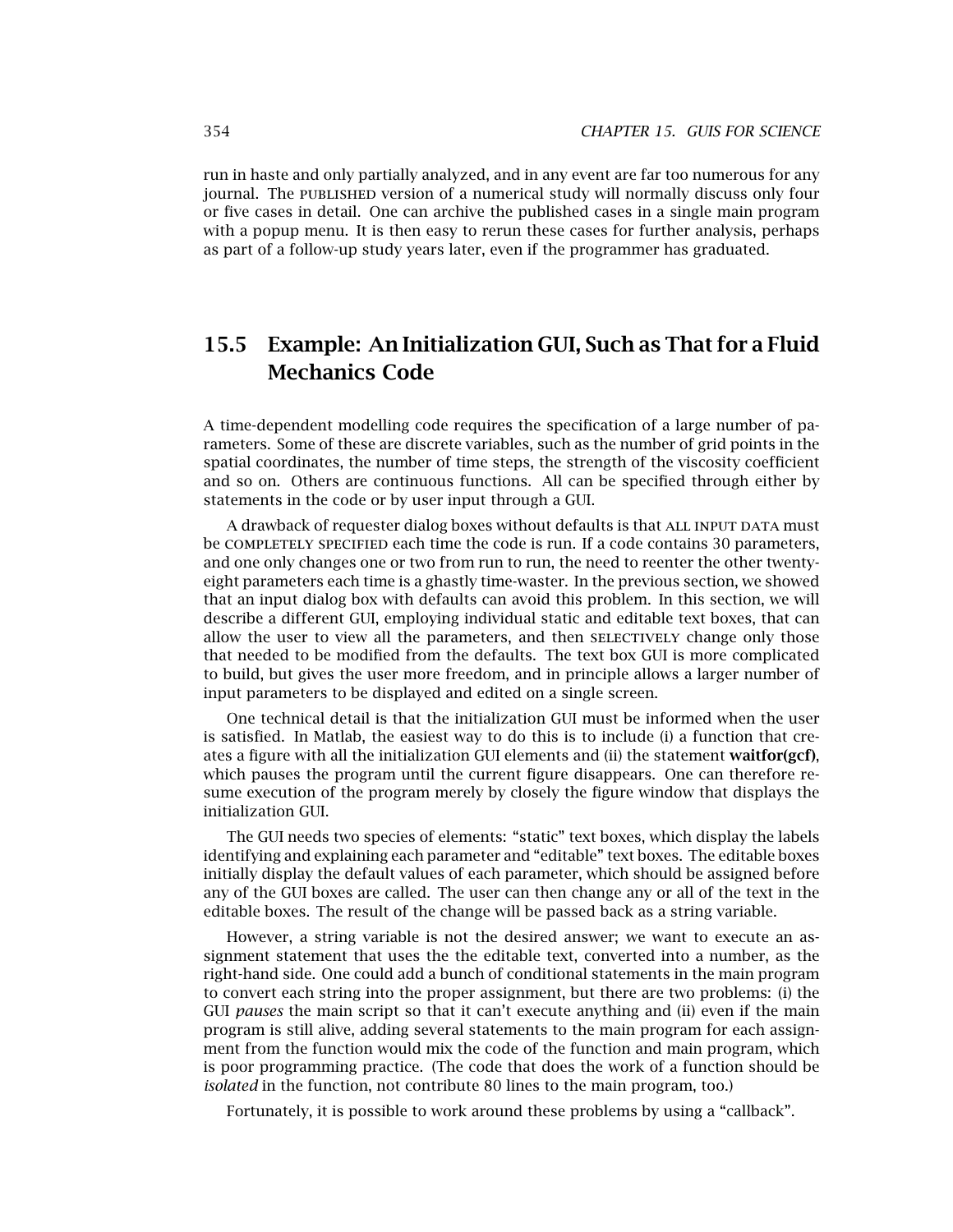run in haste and only partially analyzed, and in any event are far too numerous for any journal. The PUBLISHED version of a numerical study will normally discuss only four or five cases in detail. One can archive the published cases in a single main program with a popup menu. It is then easy to rerun these cases for further analysis, perhaps as part of a follow-up study years later, even if the programmer has graduated.

## 15.5 Example: An Initialization GUI, Such as That for a Fluid Mechanics Code

A time-dependent modelling code requires the specification of a large number of parameters. Some of these are discrete variables, such as the number of grid points in the spatial coordinates, the number of time steps, the strength of the viscosity coefficient and so on. Others are continuous functions. All can be specified through either by statements in the code or by user input through a GUI.

A drawback of requester dialog boxes without defaults is that ALL INPUT DATA must be COMPLETELY SPECIFIED each time the code is run. If a code contains 30 parameters, and one only changes one or two from run to run, the need to reenter the other twenty-eight parameters each time is a ghastly time-waster. In the previous section, we showed that an input dialog box with defaults can avoid this problem. In this section, we will describe a different GUI, employing individual static and editable text boxes, that can allow the user to view all the parameters, and then SELECTIVELY change only those that needed to be modified from the defaults. The text box GUI is more complicated to build, but gives the user more freedom, and in principle allows a larger number of input parameters to be displayed and edited on a single screen.

One technical detail is that the initialization GUI must be informed when the user is satisfied. In Matlab, the easiest way to do this is to include (i) a function that creates a figure with all the initialization GUI elements and (ii) the statement **waitfor(gcf)**, which pauses the program until the current figure disappears. One can therefore resume execution of the program merely by closely the figure window that displays the initialization GUI.

The GUI needs two species of elements: "static" text boxes, which display the labels identifying and explaining each parameter and "editable" text boxes. The editable boxes initially display the default values of each parameter, which should be assigned before any of the GUI boxes are called. The user can then change any or all of the text in the editable boxes. The result of the change will be passed back as a string variable.

However, a string variable is not the desired answer; we want to execute an assignment statement that uses the the editable text, converted into a number, as the right-hand side. One could add a bunch of conditional statements in the main program to convert each string into the proper assignment, but there are two problems: (i) the GUI *pauses* the main script so that it can't execute anything and (ii) even if the main program is still alive, adding several statements to the main program for each assignment from the function would mix the code of the function and main program, which is poor programming practice. (The code that does the work of a function should be *isolated* in the function, not contribute 80 lines to the main program, too.)

Fortunately, it is possible to work around these problems by using a "callback".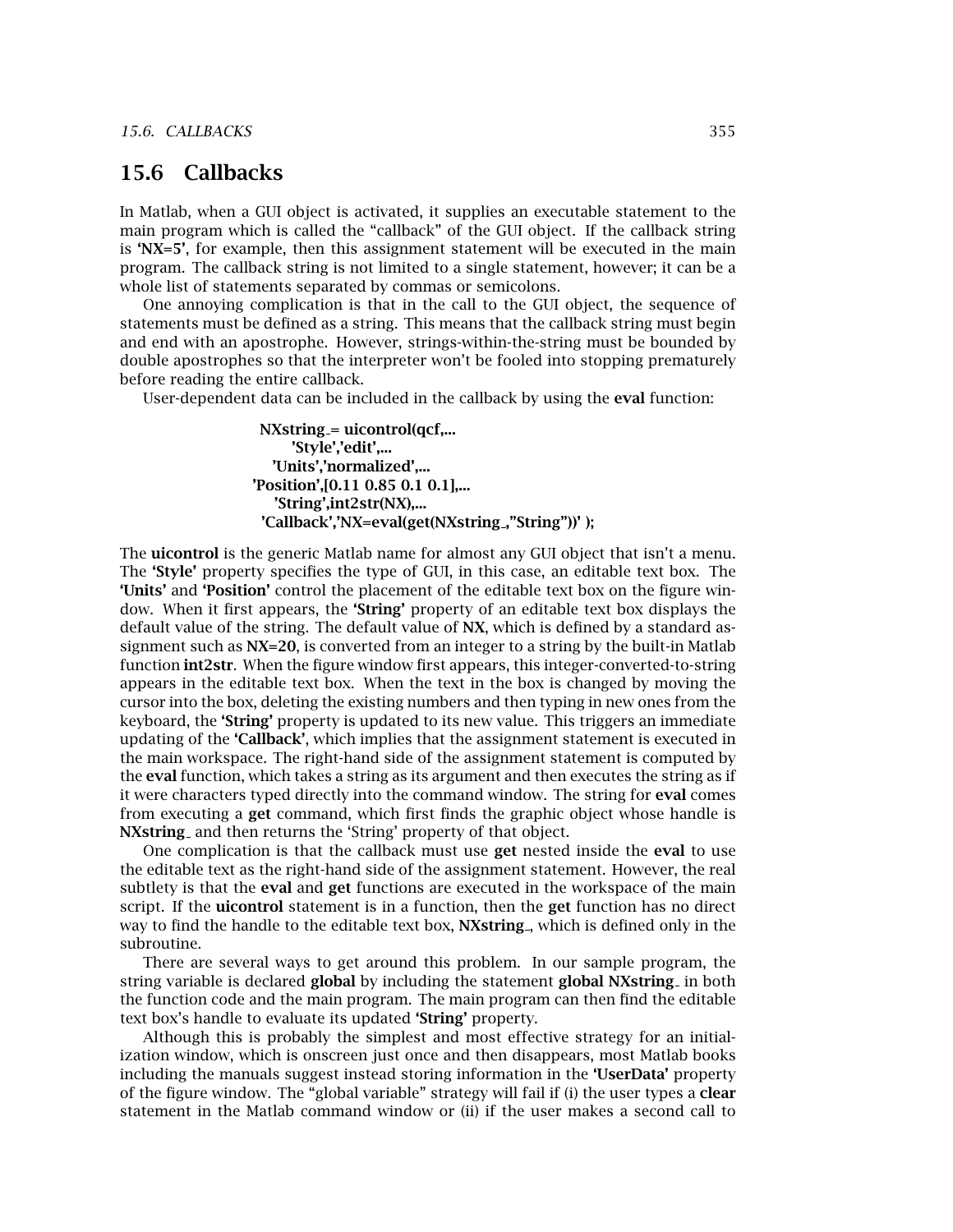## 15.6 Callbacks

In Matlab, when a GUI object is activated, it supplies an executable statement to the main program which is called the "callback" of the GUI object. If the callback string is **'NX=5'**, for example, then this assignment statement will be executed in the main program. The callback string is not limited to a single statement, however; it can be a whole list of statements separated by commas or semicolons.

One annoying complication is that in the call to the GUI object, the sequence of statements must be defined as a string. This means that the callback string must begin and end with an apostrophe. However, strings-within-the-string must be bounded by double apostrophes so that the interpreter won't be fooled into stopping prematurely before reading the entire callback.

User-dependent data can be included in the callback by using the **eval** function:

```
NXstring_= uicontrol(qcf,...
      'Style','edit',...
    'Units','normalized',...
'Position',[0.11 0.85 0.1 0.1],...
    'String',int2str(NX),...
 'Callback','NX=eval(get(NXstring_,''String''))' );
```

The **uicontrol** is the generic Matlab name for almost any GUI object that isn't a menu. The **'Style'** property specifies the type of GUI, in this case, an editable text box. The **'Units'** and **'Position'** control the placement of the editable text box on the figure window. When it first appears, the **'String'** property of an editable text box displays the default value of the string. The default value of **NX**, which is defined by a standard assignment such as **NX=20**, is converted from an integer to a string by the built-in Matlab function **int2str**. When the figure window first appears, this integer-converted-to-string appears in the editable text box. When the text in the box is changed by moving the cursor into the box, deleting the existing numbers and then typing in new ones from the keyboard, the **'String'** property is updated to its new value. This triggers an immediate updating of the **'Callback'**, which implies that the assignment statement is executed in the main workspace. The right-hand side of the assignment statement is computed by the **eval** function, which takes a string as its argument and then executes the string as if it were characters typed directly into the command window. The string for **eval** comes from executing a **get** command, which first finds the graphic object whose handle is **NXstring_** and then returns the 'String' property of that object.

One complication is that the callback must use **get** nested inside the **eval** to use the editable text as the right-hand side of the assignment statement. However, the real subtlety is that the **eval** and **get** functions are executed in the workspace of the main script. If the **uicontrol** statement is in a function, then the **get** function has no direct way to find the handle to the editable text box, **NXstring_**, which is defined only in the subroutine.

There are several ways to get around this problem. In our sample program, the string variable is declared **global** by including the statement **global NXstring_** in both the function code and the main program. The main program can then find the editable text box's handle to evaluate its updated **'String'** property.

Although this is probably the simplest and most effective strategy for an initialization window, which is onscreen just once and then disappears, most Matlab books including the manuals suggest instead storing information in the **'UserData'** property of the figure window. The "global variable" strategy will fail if (i) the user types a **clear** statement in the Matlab command window or (ii) if the user makes a second call to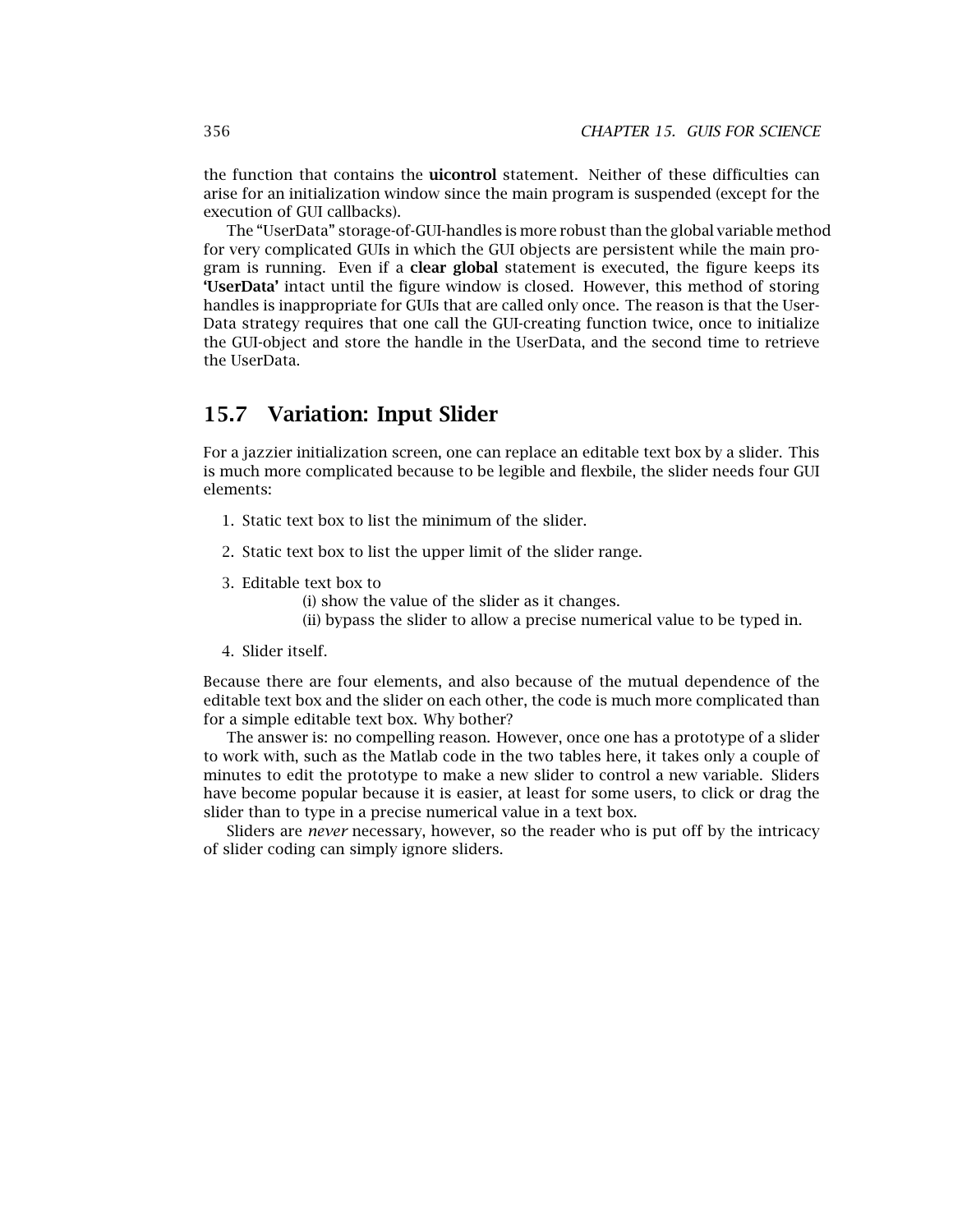the function that contains the **uicontrol** statement. Neither of these difficulties can arise for an initialization window since the main program is suspended (except for the execution of GUI callbacks).

The “UserData” storage-of-GUI-handles is more robust than the global variable method for very complicated GUIs in which the GUI objects are persistent while the main program is running. Even if a **clear global** statement is executed, the figure keeps its **‘UserData’** intact until the figure window is closed. However, this method of storing handles is inappropriate for GUIs that are called only once. The reason is that the UserData strategy requires that one call the GUI-creating function twice, once to initialize the GUI-object and store the handle in the UserData, and the second time to retrieve the UserData.

## 15.7 Variation: Input Slider

For a jazzier initialization screen, one can replace an editable text box by a slider. This is much more complicated because to be legible and flexbile, the slider needs four GUI elements:

1. Static text box to list the minimum of the slider.
2. Static text box to list the upper limit of the slider range.
3. Editable text box to
   (i) show the value of the slider as it changes.
   (ii) bypass the slider to allow a precise numerical value to be typed in.
4. Slider itself.

Because there are four elements, and also because of the mutual dependence of the editable text box and the slider on each other, the code is much more complicated than for a simple editable text box. Why bother?

The answer is: no compelling reason. However, once one has a prototype of a slider to work with, such as the Matlab code in the two tables here, it takes only a couple of minutes to edit the prototype to make a new slider to control a new variable. Sliders have become popular because it is easier, at least for some users, to click or drag the slider than to type in a precise numerical value in a text box.

Sliders are *never* necessary, however, so the reader who is put off by the intricacy of slider coding can simply ignore sliders.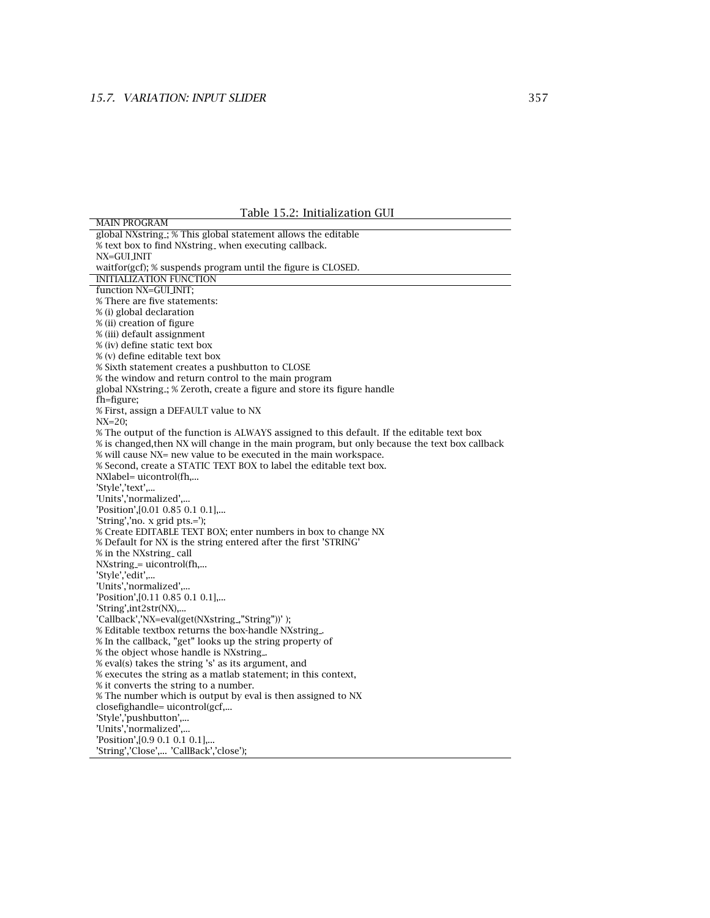Table 15.2: Initialization GUI

MAIN PROGRAM

```
global NXstring_; % This global statement allows the editable
% text box to find NXstring_ when executing callback.
NX=GUI_INIT
waitfor(gcf); % suspends program until the figure is CLOSED.
```

INITIALIZATION FUNCTION

```
function NX=GUI_INIT;
% There are five statements:
% (i) global declaration
% (ii) creation of figure
% (iii) default assignment
% (iv) define static text box
% (v) define editable text box
% Sixth statement creates a pushbutton to CLOSE
% the window and return control to the main program
global NXstring_; % Zeroth, create a figure and store its figure handle
fh=figure;
% First, assign a DEFAULT value to NX
NX=20;
% The output of the function is ALWAYS assigned to this default. If the editable text box
% is changed,then NX will change in the main program, but only because the text box callback
% will cause NX= new value to be executed in the main workspace.
% Second, create a STATIC TEXT BOX to label the editable text box.
NXlabel= uicontrol(fh,...
'Style','text',...
'Units','normalized',...
'Position',[0.01 0.85 0.1 0.1],...
'String','no. x grid pts.=');
% Create EDITABLE TEXT BOX; enter numbers in box to change NX
% Default for NX is the string entered after the first 'STRING'
% in the NXstring_ call
NXstring_= uicontrol(fh,...
'Style','edit',...
'Units','normalized',...
'Position',[0.11 0.85 0.1 0.1],...
'String',int2str(NX),...
'Callback','NX=eval(get(NXstring_,''String''))' );
% Editable textbox returns the box-handle NXstring_.
% In the callback, "get" looks up the string property of
% the object whose handle is NXstring_.
% eval(s) takes the string 's' as its argument, and
% executes the string as a matlab statement; in this context,
% it converts the string to a number.
% The number which is output by eval is then assigned to NX
closefighandle= uicontrol(gcf,...
'Style','pushbutton',...
'Units','normalized',...
'Position',[0.9 0.1 0.1 0.1],...
'String','Close',... 'CallBack','close');
```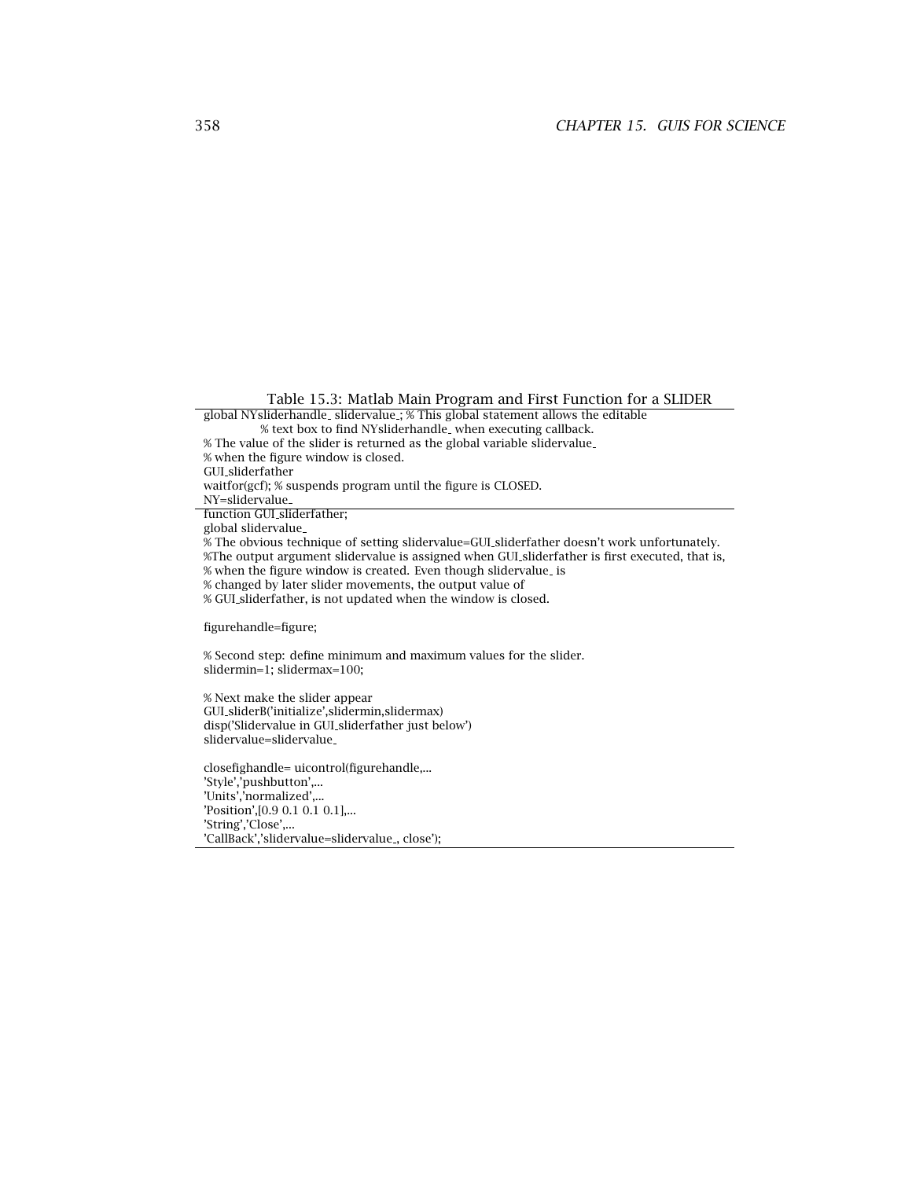Table 15.3: Matlab Main Program and First Function for a SLIDER

```
global NYsliderhandle_ slidervalue_; % This global statement allows the editable
        % text box to find NYsliderhandle_ when executing callback.
% The value of the slider is returned as the global variable slidervalue_
% when the figure window is closed.
GUI_sliderfather
waitfor(gcf); % suspends program until the figure is CLOSED.
NY=slidervalue_
```

```
function GUI_sliderfather;
global slidervalue_
% The obvious technique of setting slidervalue=GUI_sliderfather doesn't work unfortunately.
%The output argument slidervalue is assigned when GUI_sliderfather is first executed, that is,
% when the figure window is created. Even though slidervalue_ is
% changed by later slider movements, the output value of
% GUI_sliderfather, is not updated when the window is closed.

figurehandle=figure;

% Second step: define minimum and maximum values for the slider.
slidermin=1; slidermax=100;

% Next make the slider appear
GUI_sliderB('initialize',slidermin,slidermax)
disp('Slidervalue in GUI_sliderfather just below')
slidervalue=slidervalue_

closefighandle= uicontrol(figurehandle,...
'Style','pushbutton',...
'Units','normalized',...
'Position',[0.9 0.1 0.1 0.1],...
'String','Close',...
'CallBack','slidervalue=slidervalue_, close');
```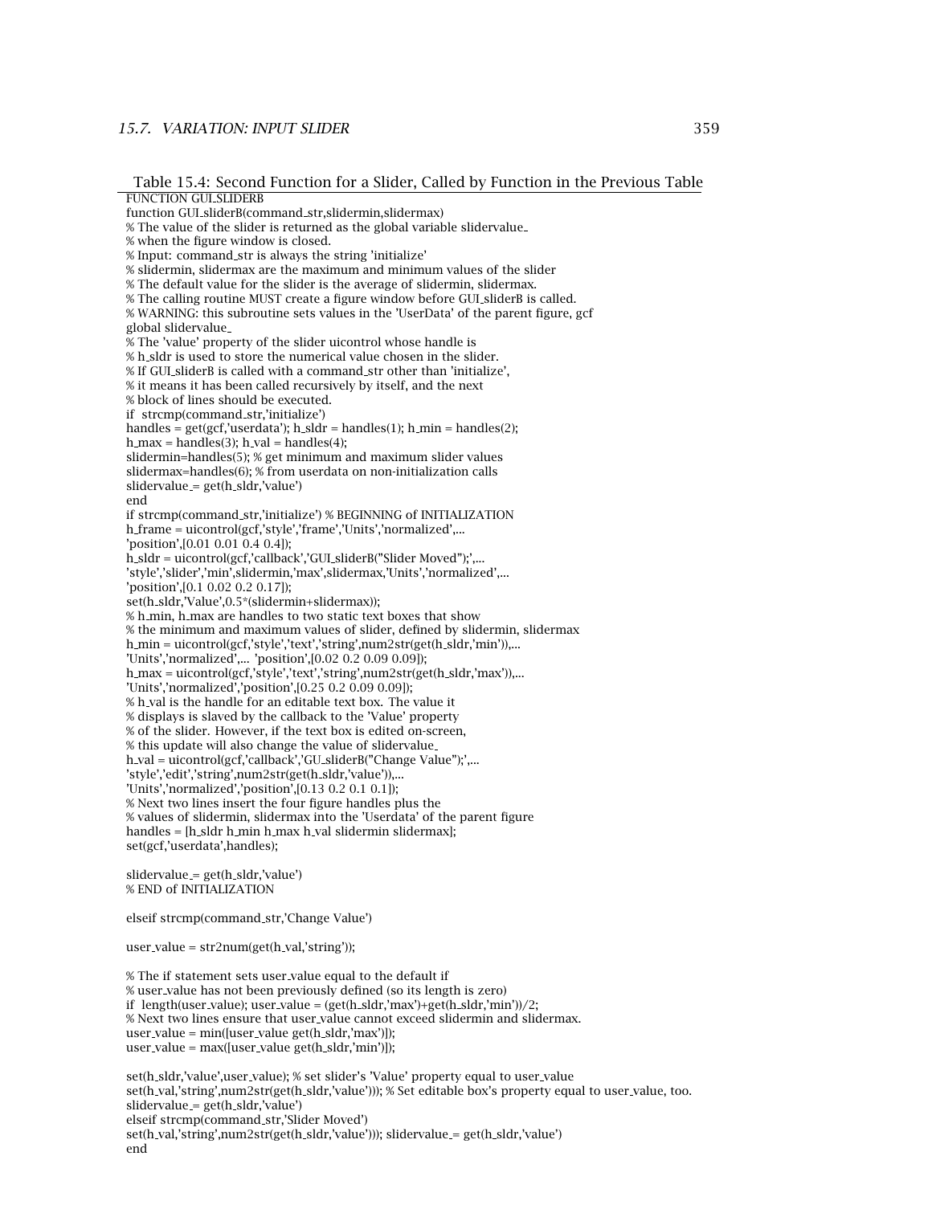Table 15.4: Second Function for a Slider, Called by Function in the Previous Table

```
FUNCTION GUI_SLIDERB
function GUI_sliderB(command_str,slidermin,slidermax)
% The value of the slider is returned as the global variable slidervalue_
% when the figure window is closed.
% Input: command_str is always the string 'initialize'
% slidermin, slidermax are the maximum and minimum values of the slider
% The default value for the slider is the average of slidermin, slidermax.
% The calling routine MUST create a figure window before GUI_sliderB is called.
% WARNING: this subroutine sets values in the 'UserData' of the parent figure, gcf
global slidervalue_
% The 'value' property of the slider uicontrol whose handle is
% h_sldr is used to store the numerical value chosen in the slider.
% If GUI_sliderB is called with a command_str other than 'initialize',
% it means it has been called recursively by itself, and the next
% block of lines should be executed.
if  strcmp(command_str,'initialize')
handles = get(gcf,'userdata'); h_sldr = handles(1); h_min = handles(2);
h_max = handles(3); h_val = handles(4);
slidermin=handles(5); % get minimum and maximum slider values
slidermax=handles(6); % from userdata on non-initialization calls
slidervalue_= get(h_sldr,'value')
end
if strcmp(command_str,'initialize') % BEGINNING of INITIALIZATION
h_frame = uicontrol(gcf,'style','frame','Units','normalized',...
'position',[0.01 0.01 0.4 0.4]);
h_sldr = uicontrol(gcf,'callback','GUI_sliderB(''Slider Moved'');',...
'style','slider','min',slidermin,'max',slidermax,'Units','normalized',...
'position',[0.1 0.02 0.2 0.17]);
set(h_sldr,'Value',0.5*(slidermin+slidermax));
% h_min, h_max are handles to two static text boxes that show
% the minimum and maximum values of slider, defined by slidermin, slidermax
h_min = uicontrol(gcf,'style','text','string',num2str(get(h_sldr,'min')),...
'Units','normalized',...  'position',[0.02 0.2 0.09 0.09]);
h_max = uicontrol(gcf,'style','text','string',num2str(get(h_sldr,'max')),...
'Units','normalized','position',[0.25 0.2 0.09 0.09]);
% h_val is the handle for an editable text box. The value it
% displays is slaved by the callback to the 'Value' property
% of the slider. However, if the text box is edited on-screen,
% this update will also change the value of slidervalue_
h_val = uicontrol(gcf,'callback','GU_sliderB(''Change Value'');',...
'style','edit','string',num2str(get(h_sldr,'value')),...
'Units','normalized','position',[0.13 0.2 0.1 0.1]);
% Next two lines insert the four figure handles plus the
% values of slidermin, slidermax into the 'Userdata' of the parent figure
handles = [h_sldr h_min h_max h_val slidermin slidermax];
set(gcf,'userdata',handles);

slidervalue_= get(h_sldr,'value')
% END of INITIALIZATION

elseif strcmp(command_str,'Change Value')

user_value = str2num(get(h_val,'string'));

% The if statement sets user_value equal to the default if
% user_value has not been previously defined (so its length is zero)
if  length(user_value); user_value = (get(h_sldr,'max')+get(h_sldr,'min'))/2;
% Next two lines ensure that user_value cannot exceed slidermin and slidermax.
user_value = min([user_value get(h_sldr,'max')]);
user_value = max([user_value get(h_sldr,'min')]);

set(h_sldr,'value',user_value); % set slider's 'Value' property equal to user_value
set(h_val,'string',num2str(get(h_sldr,'value'))); % Set editable box's property equal to user_value, too.
slidervalue_= get(h_sldr,'value')
elseif strcmp(command_str,'Slider Moved')
set(h_val,'string',num2str(get(h_sldr,'value'))); slidervalue_= get(h_sldr,'value')
end
```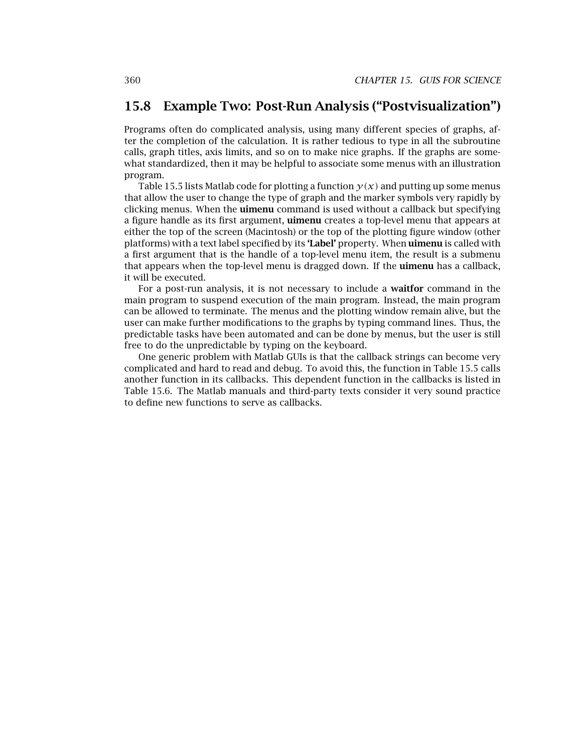## 15.8 Example Two: Post-Run Analysis ("Postvisualization")

Programs often do complicated analysis, using many different species of graphs, after the completion of the calculation. It is rather tedious to type in all the subroutine calls, graph titles, axis limits, and so on to make nice graphs. If the graphs are somewhat standardized, then it may be helpful to associate some menus with an illustration program.

Table 15.5 lists Matlab code for plotting a function $y(x)$ and putting up some menus that allow the user to change the type of graph and the marker symbols very rapidly by clicking menus. When the **uimenu** command is used without a callback but specifying a figure handle as its first argument, **uimenu** creates a top-level menu that appears at either the top of the screen (Macintosh) or the top of the plotting figure window (other platforms) with a text label specified by its **'Label'** property. When **uimenu** is called with a first argument that is the handle of a top-level menu item, the result is a submenu that appears when the top-level menu is dragged down. If the **uimenu** has a callback, it will be executed.

For a post-run analysis, it is not necessary to include a **waitfor** command in the main program to suspend execution of the main program. Instead, the main program can be allowed to terminate. The menus and the plotting window remain alive, but the user can make further modifications to the graphs by typing command lines. Thus, the predictable tasks have been automated and can be done by menus, but the user is still free to do the unpredictable by typing on the keyboard.

One generic problem with Matlab GUIs is that the callback strings can become very complicated and hard to read and debug. To avoid this, the function in Table 15.5 calls another function in its callbacks. This dependent function in the callbacks is listed in Table 15.6. The Matlab manuals and third-party texts consider it very sound practice to define new functions to serve as callbacks.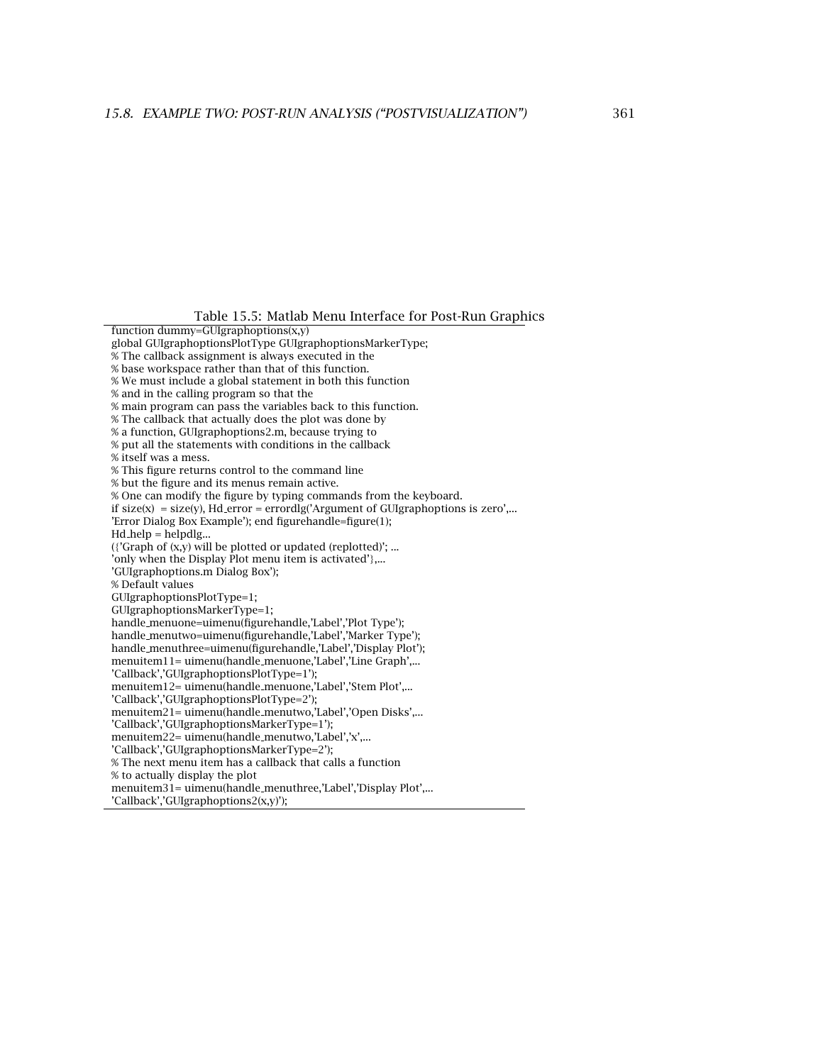Table 15.5: Matlab Menu Interface for Post-Run Graphics

```
function dummy=GUIgraphoptions(x,y)
global GUIgraphoptionsPlotType GUIgraphoptionsMarkerType;
% The callback assignment is always executed in the
% base workspace rather than that of this function.
% We must include a global statement in both this function
% and in the calling program so that the
% main program can pass the variables back to this function.
% The callback that actually does the plot was done by
% a function, GUIgraphoptions2.m, because trying to
% put all the statements with conditions in the callback
% itself was a mess.
% This figure returns control to the command line
% but the figure and its menus remain active.
% One can modify the figure by typing commands from the keyboard.
if size(x)  = size(y), Hd_error = errordlg('Argument of GUIgraphoptions is zero',...
'Error Dialog Box Example'); end figurehandle=figure(1);
Hd_help = helpdlg...
({'Graph of (x,y) will be plotted or updated (replotted)'; ...
'only when the Display Plot menu item is activated'},...
'GUIgraphoptions.m Dialog Box');
% Default values
GUIgraphoptionsPlotType=1;
GUIgraphoptionsMarkerType=1;
handle_menuone=uimenu(figurehandle,'Label','Plot Type');
handle_menutwo=uimenu(figurehandle,'Label','Marker Type');
handle_menuthree=uimenu(figurehandle,'Label','Display Plot');
menuitem11= uimenu(handle_menuone,'Label','Line Graph',...
'Callback','GUIgraphoptionsPlotType=1');
menuitem12= uimenu(handle_menuone,'Label','Stem Plot',...
'Callback','GUIgraphoptionsPlotType=2');
menuitem21= uimenu(handle_menutwo,'Label','Open Disks',...
'Callback','GUIgraphoptionsMarkerType=1');
menuitem22= uimenu(handle_menutwo,'Label','x',...
'Callback','GUIgraphoptionsMarkerType=2');
% The next menu item has a callback that calls a function
% to actually display the plot
menuitem31= uimenu(handle_menuthree,'Label','Display Plot',...
'Callback','GUIgraphoptions2(x,y)');
```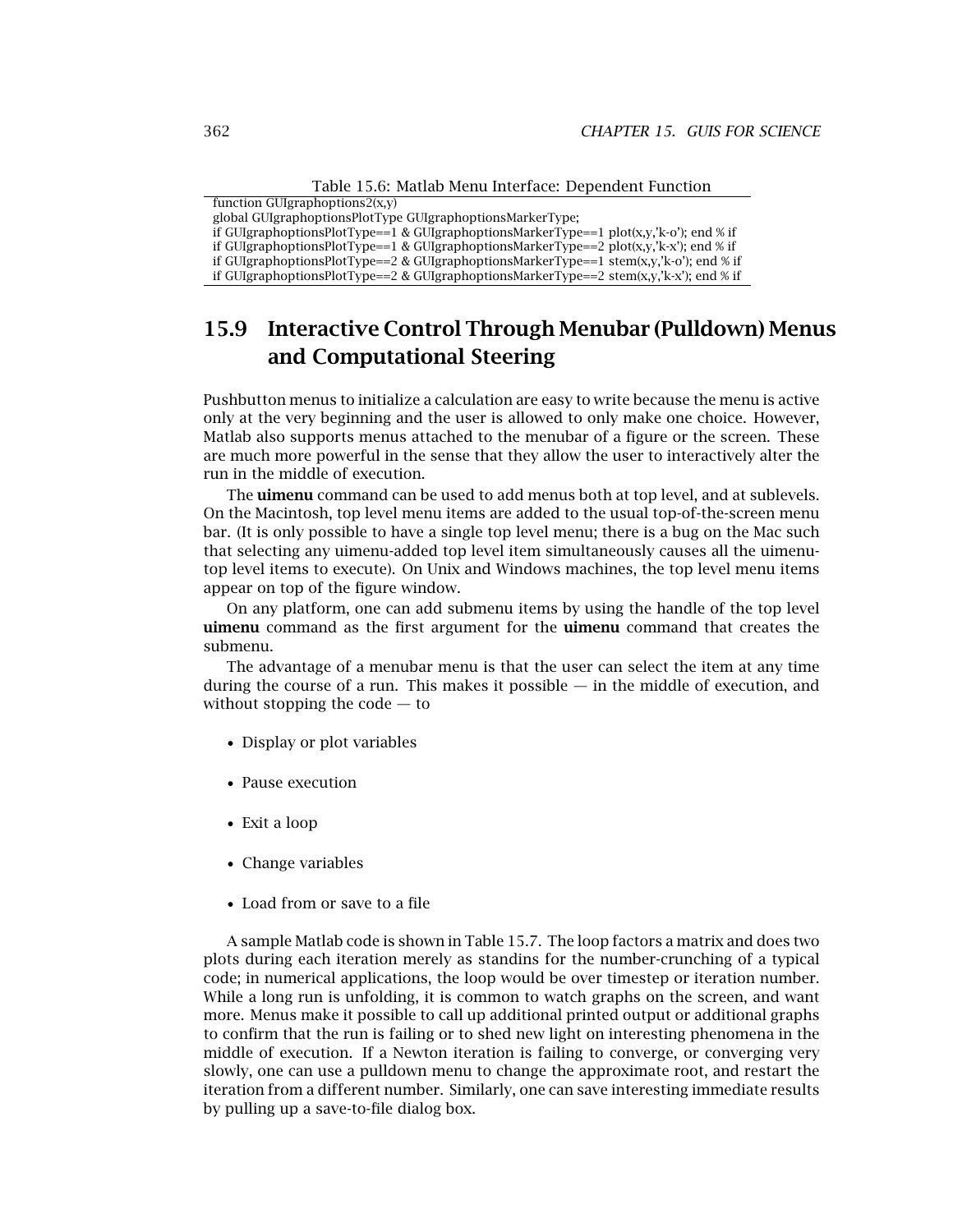Table 15.6: Matlab Menu Interface: Dependent Function

```
function GUIgraphoptions2(x,y)
global GUIgraphoptionsPlotType GUIgraphoptionsMarkerType;
if GUIgraphoptionsPlotType==1 & GUIgraphoptionsMarkerType==1 plot(x,y,'k-o'); end % if
if GUIgraphoptionsPlotType==1 & GUIgraphoptionsMarkerType==2 plot(x,y,'k-x'); end % if
if GUIgraphoptionsPlotType==2 & GUIgraphoptionsMarkerType==1 stem(x,y,'k-o'); end % if
if GUIgraphoptionsPlotType==2 & GUIgraphoptionsMarkerType==2 stem(x,y,'k-x'); end % if
```

## 15.9 Interactive Control Through Menubar (Pulldown) Menus and Computational Steering

Pushbutton menus to initialize a calculation are easy to write because the menu is active only at the very beginning and the user is allowed to only make one choice. However, Matlab also supports menus attached to the menubar of a figure or the screen. These are much more powerful in the sense that they allow the user to interactively alter the run in the middle of execution.

The **uimenu** command can be used to add menus both at top level, and at sublevels. On the Macintosh, top level menu items are added to the usual top-of-the-screen menu bar. (It is only possible to have a single top level menu; there is a bug on the Mac such that selecting any uimenu-added top level item simultaneously causes all the uimenu-top level items to execute). On Unix and Windows machines, the top level menu items appear on top of the figure window.

On any platform, one can add submenu items by using the handle of the top level **uimenu** command as the first argument for the **uimenu** command that creates the submenu.

The advantage of a menubar menu is that the user can select the item at any time during the course of a run. This makes it possible — in the middle of execution, and without stopping the code — to

- Display or plot variables
- Pause execution
- Exit a loop
- Change variables
- Load from or save to a file

A sample Matlab code is shown in Table 15.7. The loop factors a matrix and does two plots during each iteration merely as standins for the number-crunching of a typical code; in numerical applications, the loop would be over timestep or iteration number. While a long run is unfolding, it is common to watch graphs on the screen, and want more. Menus make it possible to call up additional printed output or additional graphs to confirm that the run is failing or to shed new light on interesting phenomena in the middle of execution. If a Newton iteration is failing to converge, or converging very slowly, one can use a pulldown menu to change the approximate root, and restart the iteration from a different number. Similarly, one can save interesting immediate results by pulling up a save-to-file dialog box.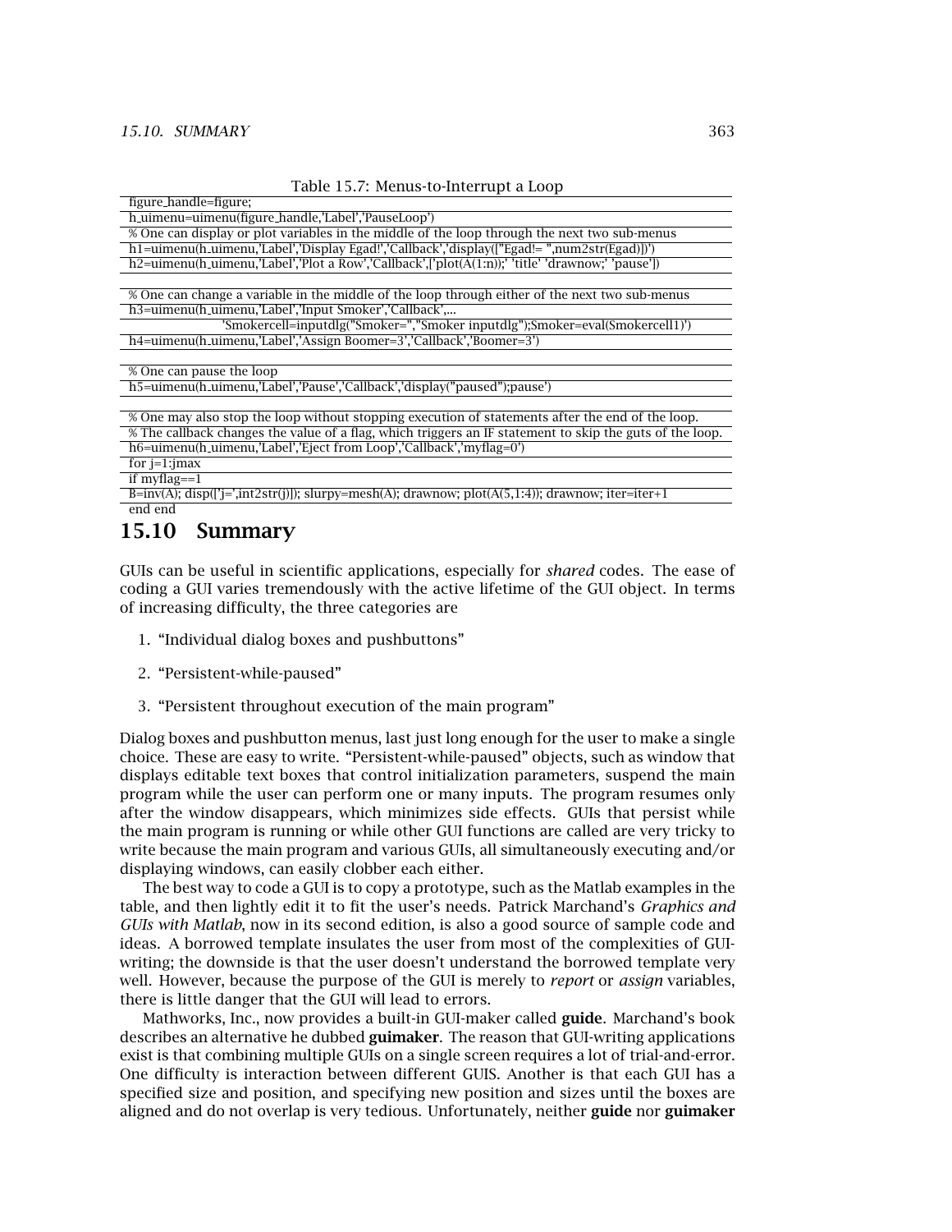Table 15.7: Menus-to-Interrupt a Loop

```
figure_handle=figure;
h_uimenu=uimenu(figure_handle,'Label','PauseLoop')
% One can display or plot variables in the middle of the loop through the next two sub-menus
h1=uimenu(h_uimenu,'Label','Display Egad!','Callback','display([''Egad!= '',num2str(Egad)])')
h2=uimenu(h_uimenu,'Label','Plot a Row','Callback',['plot(A(1:n));' 'title' 'drawnow;' 'pause'])

% One can change a variable in the middle of the loop through either of the next two sub-menus
h3=uimenu(h_uimenu,'Label','Input Smoker','Callback',...
        'Smokercell=inputdlg(''Smoker='',''Smoker inputdlg'');Smoker=eval(Smokercell1)')
h4=uimenu(h_uimenu,'Label','Assign Boomer=3','Callback','Boomer=3')

% One can pause the loop
h5=uimenu(h_uimenu,'Label','Pause','Callback','display(''paused'');pause')

% One may also stop the loop without stopping execution of statements after the end of the loop.
% The callback changes the value of a flag, which triggers an IF statement to skip the guts of the loop.
h6=uimenu(h_uimenu,'Label','Eject from Loop','Callback','myflag=0')
for j=1:jmax
if myflag==1
B=inv(A); disp(['j=',int2str(j)]); slurpy=mesh(A); drawnow; plot(A(5,1:4)); drawnow; iter=iter+1
end end
```

## 15.10 Summary

GUIs can be useful in scientific applications, especially for *shared* codes. The ease of coding a GUI varies tremendously with the active lifetime of the GUI object. In terms of increasing difficulty, the three categories are

1. "Individual dialog boxes and pushbuttons"
2. "Persistent-while-paused"
3. "Persistent throughout execution of the main program"

Dialog boxes and pushbutton menus, last just long enough for the user to make a single choice. These are easy to write. "Persistent-while-paused" objects, such as window that displays editable text boxes that control initialization parameters, suspend the main program while the user can perform one or many inputs. The program resumes only after the window disappears, which minimizes side effects. GUIs that persist while the main program is running or while other GUI functions are called are very tricky to write because the main program and various GUIs, all simultaneously executing and/or displaying windows, can easily clobber each either.

The best way to code a GUI is to copy a prototype, such as the Matlab examples in the table, and then lightly edit it to fit the user's needs. Patrick Marchand's *Graphics and GUIs with Matlab*, now in its second edition, is also a good source of sample code and ideas. A borrowed template insulates the user from most of the complexities of GUI-writing; the downside is that the user doesn't understand the borrowed template very well. However, because the purpose of the GUI is merely to *report* or *assign* variables, there is little danger that the GUI will lead to errors.

Mathworks, Inc., now provides a built-in GUI-maker called **guide**. Marchand's book describes an alternative he dubbed **guimaker**. The reason that GUI-writing applications exist is that combining multiple GUIs on a single screen requires a lot of trial-and-error. One difficulty is interaction between different GUIS. Another is that each GUI has a specified size and position, and specifying new position and sizes until the boxes are aligned and do not overlap is very tedious. Unfortunately, neither **guide** nor **guimaker**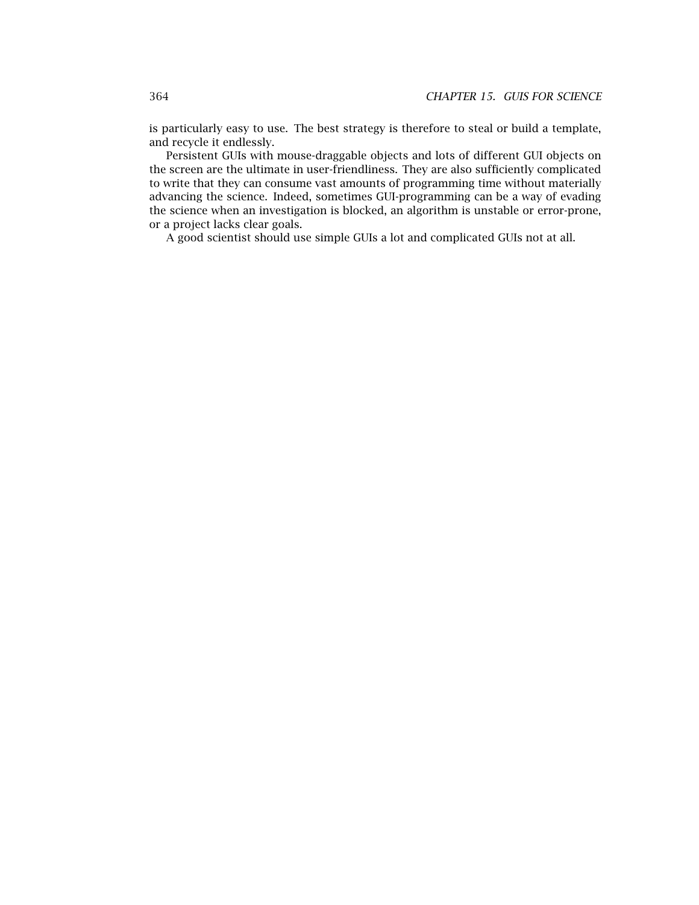is particularly easy to use. The best strategy is therefore to steal or build a template, and recycle it endlessly.

Persistent GUIs with mouse-draggable objects and lots of different GUI objects on the screen are the ultimate in user-friendliness. They are also sufficiently complicated to write that they can consume vast amounts of programming time without materially advancing the science. Indeed, sometimes GUI-programming can be a way of evading the science when an investigation is blocked, an algorithm is unstable or error-prone, or a project lacks clear goals.

A good scientist should use simple GUIs a lot and complicated GUIs not at all.